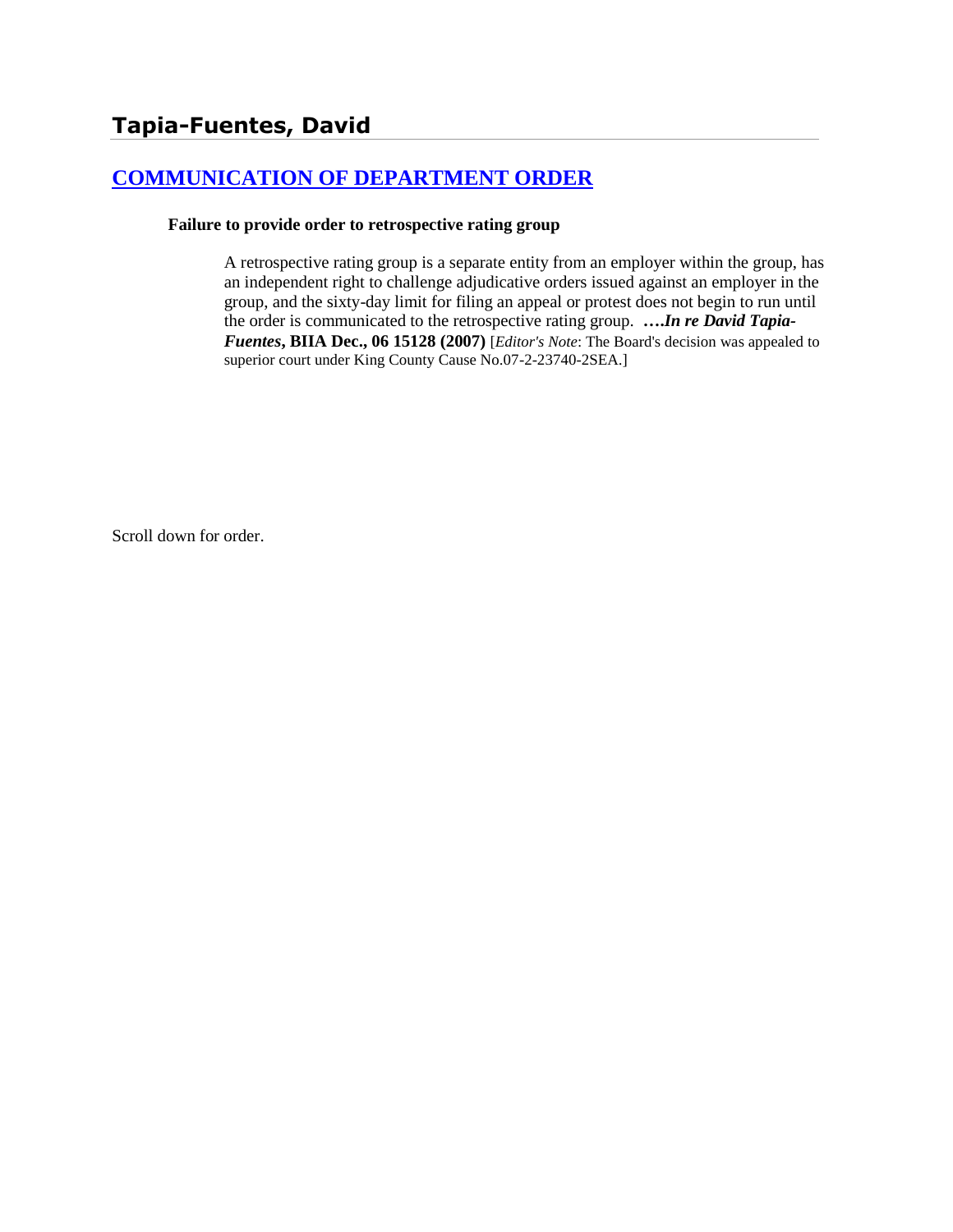# Tapia-Fuentes, David

## [COMMUNICATION OF DEPARTMENT ORDER]

**Failure to provide order to retrospective rating group**

A retrospective rating group is a separate entity from an employer within the group, has an independent right to challenge adjudicative orders issued against an employer in the group, and the sixty-day limit for filing an appeal or protest does not begin to run until the order is communicated to the retrospective rating group. ***….In re David Tapia-Fuentes*, BIIA Dec., 06 15128 (2007)** [*Editor's Note*: The Board's decision was appealed to superior court under King County Cause No.07-2-23740-2SEA.]

Scroll down for order.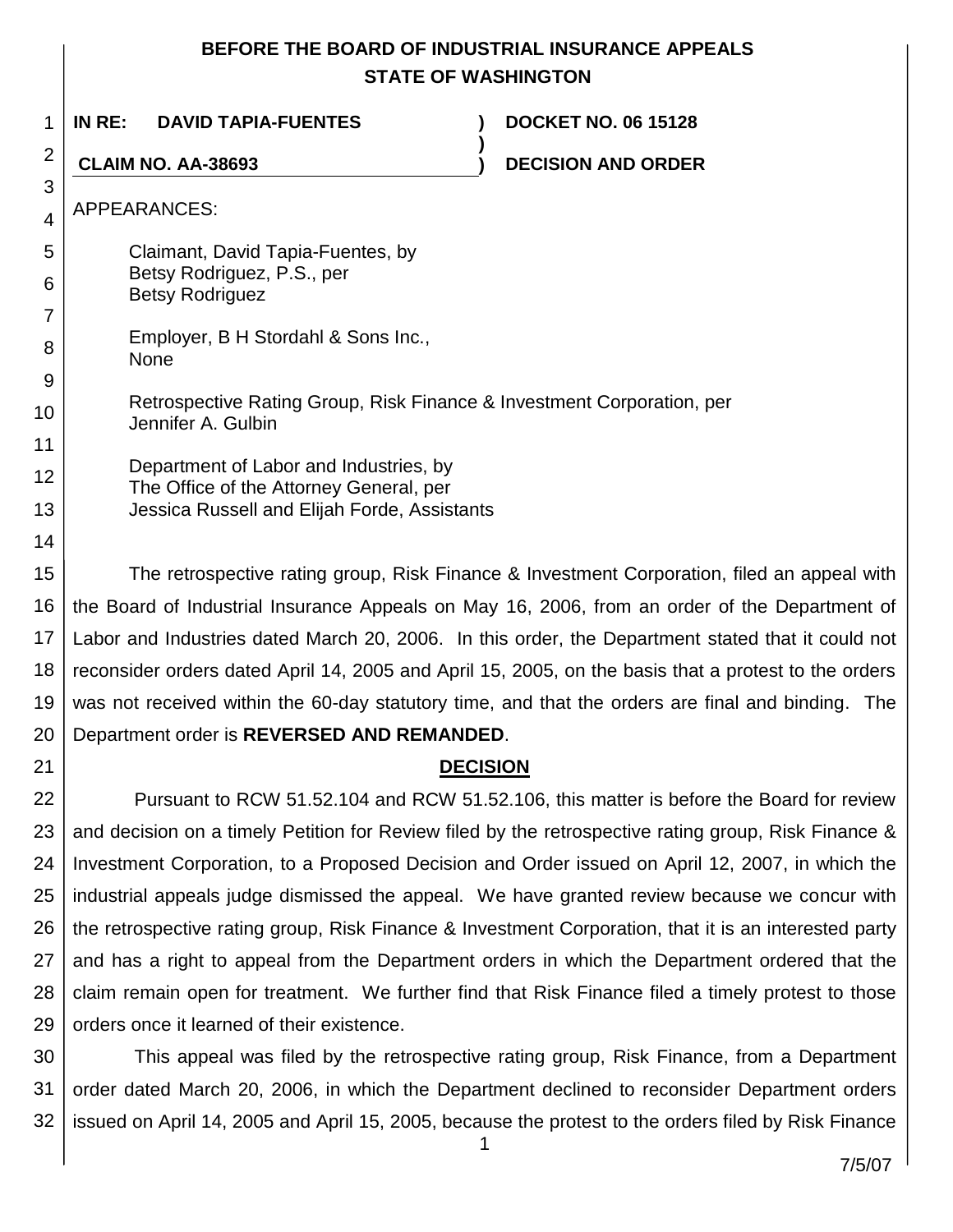# BEFORE THE BOARD OF INDUSTRIAL INSURANCE APPEALS
# STATE OF WASHINGTON

**IN RE: DAVID TAPIA-FUENTES** ) **DOCKET NO. 06 15128**

**CLAIM NO. AA-38693** ) **DECISION AND ORDER**

APPEARANCES:

Claimant, David Tapia-Fuentes, by
Betsy Rodriguez, P.S., per
Betsy Rodriguez

Employer, B H Stordahl & Sons Inc.,
None

Retrospective Rating Group, Risk Finance & Investment Corporation, per
Jennifer A. Gulbin

Department of Labor and Industries, by
The Office of the Attorney General, per
Jessica Russell and Elijah Forde, Assistants

The retrospective rating group, Risk Finance & Investment Corporation, filed an appeal with the Board of Industrial Insurance Appeals on May 16, 2006, from an order of the Department of Labor and Industries dated March 20, 2006. In this order, the Department stated that it could not reconsider orders dated April 14, 2005 and April 15, 2005, on the basis that a protest to the orders was not received within the 60-day statutory time, and that the orders are final and binding. The Department order is **REVERSED AND REMANDED**.

## DECISION

Pursuant to RCW 51.52.104 and RCW 51.52.106, this matter is before the Board for review and decision on a timely Petition for Review filed by the retrospective rating group, Risk Finance & Investment Corporation, to a Proposed Decision and Order issued on April 12, 2007, in which the industrial appeals judge dismissed the appeal. We have granted review because we concur with the retrospective rating group, Risk Finance & Investment Corporation, that it is an interested party and has a right to appeal from the Department orders in which the Department ordered that the claim remain open for treatment. We further find that Risk Finance filed a timely protest to those orders once it learned of their existence.

This appeal was filed by the retrospective rating group, Risk Finance, from a Department order dated March 20, 2006, in which the Department declined to reconsider Department orders issued on April 14, 2005 and April 15, 2005, because the protest to the orders filed by Risk Finance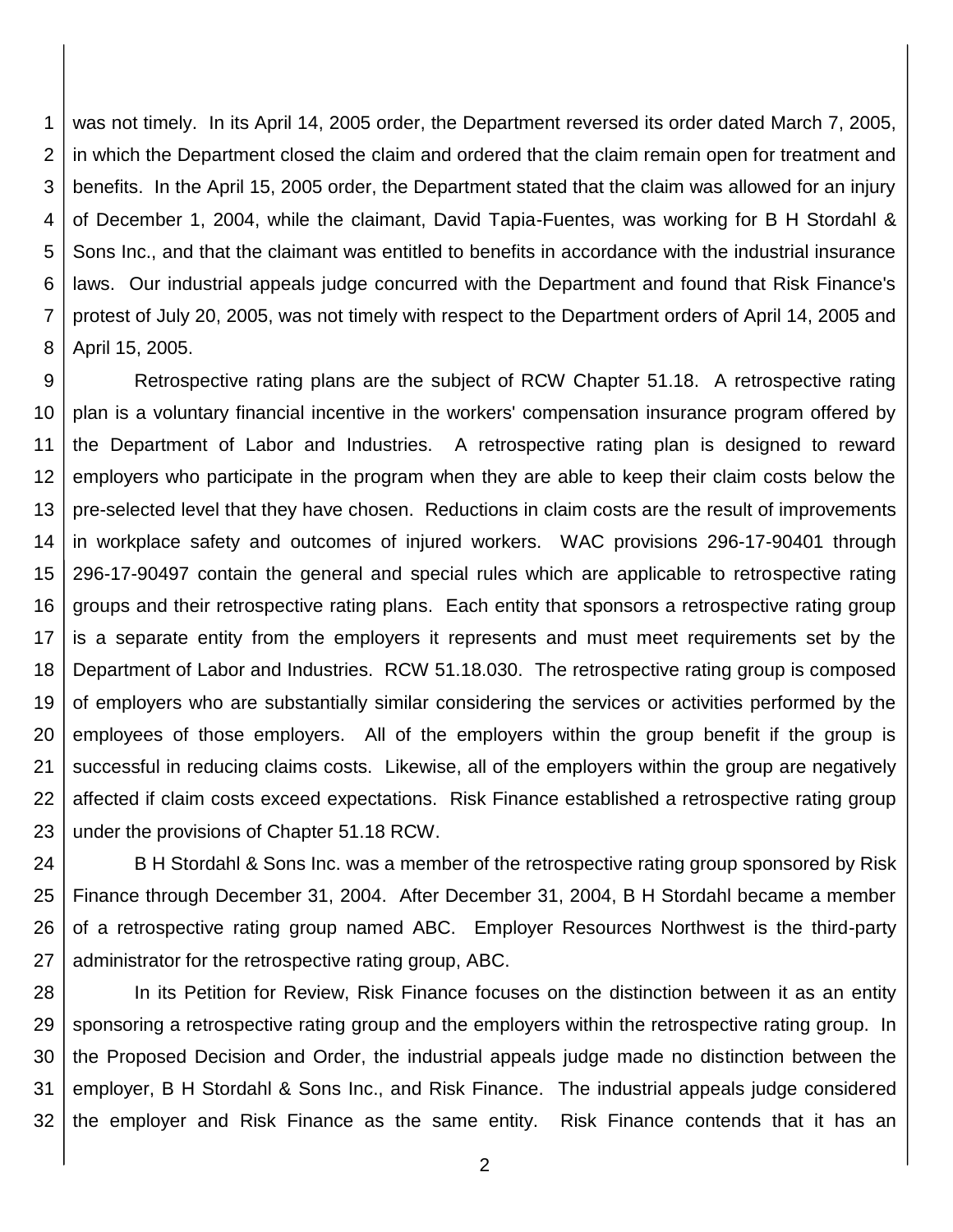was not timely. In its April 14, 2005 order, the Department reversed its order dated March 7, 2005, in which the Department closed the claim and ordered that the claim remain open for treatment and benefits. In the April 15, 2005 order, the Department stated that the claim was allowed for an injury of December 1, 2004, while the claimant, David Tapia-Fuentes, was working for B H Stordahl & Sons Inc., and that the claimant was entitled to benefits in accordance with the industrial insurance laws. Our industrial appeals judge concurred with the Department and found that Risk Finance's protest of July 20, 2005, was not timely with respect to the Department orders of April 14, 2005 and April 15, 2005.

Retrospective rating plans are the subject of RCW Chapter 51.18. A retrospective rating plan is a voluntary financial incentive in the workers' compensation insurance program offered by the Department of Labor and Industries. A retrospective rating plan is designed to reward employers who participate in the program when they are able to keep their claim costs below the pre-selected level that they have chosen. Reductions in claim costs are the result of improvements in workplace safety and outcomes of injured workers. WAC provisions 296-17-90401 through 296-17-90497 contain the general and special rules which are applicable to retrospective rating groups and their retrospective rating plans. Each entity that sponsors a retrospective rating group is a separate entity from the employers it represents and must meet requirements set by the Department of Labor and Industries. RCW 51.18.030. The retrospective rating group is composed of employers who are substantially similar considering the services or activities performed by the employees of those employers. All of the employers within the group benefit if the group is successful in reducing claims costs. Likewise, all of the employers within the group are negatively affected if claim costs exceed expectations. Risk Finance established a retrospective rating group under the provisions of Chapter 51.18 RCW.

B H Stordahl & Sons Inc. was a member of the retrospective rating group sponsored by Risk Finance through December 31, 2004. After December 31, 2004, B H Stordahl became a member of a retrospective rating group named ABC. Employer Resources Northwest is the third-party administrator for the retrospective rating group, ABC.

In its Petition for Review, Risk Finance focuses on the distinction between it as an entity sponsoring a retrospective rating group and the employers within the retrospective rating group. In the Proposed Decision and Order, the industrial appeals judge made no distinction between the employer, B H Stordahl & Sons Inc., and Risk Finance. The industrial appeals judge considered the employer and Risk Finance as the same entity. Risk Finance contends that it has an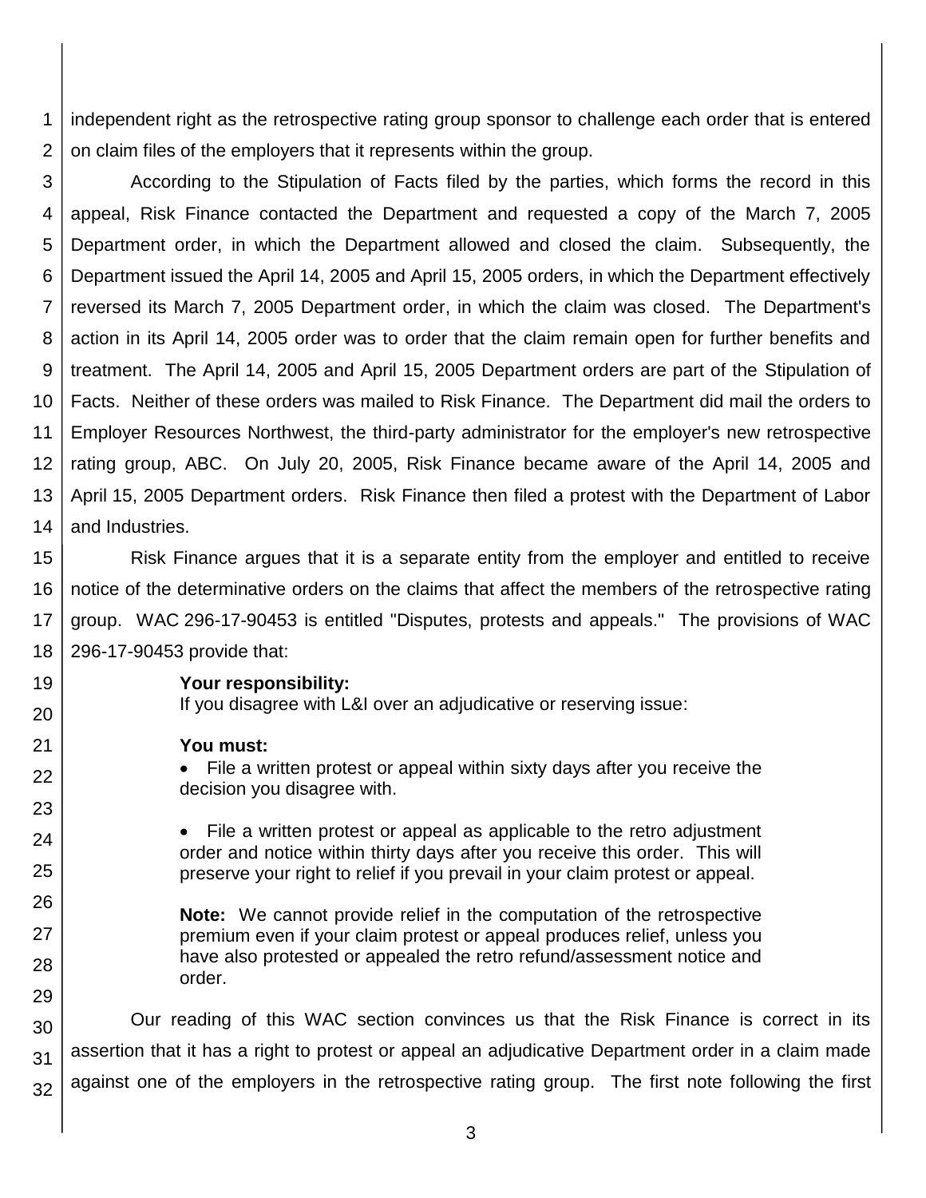independent right as the retrospective rating group sponsor to challenge each order that is entered on claim files of the employers that it represents within the group.

According to the Stipulation of Facts filed by the parties, which forms the record in this appeal, Risk Finance contacted the Department and requested a copy of the March 7, 2005 Department order, in which the Department allowed and closed the claim. Subsequently, the Department issued the April 14, 2005 and April 15, 2005 orders, in which the Department effectively reversed its March 7, 2005 Department order, in which the claim was closed. The Department's action in its April 14, 2005 order was to order that the claim remain open for further benefits and treatment. The April 14, 2005 and April 15, 2005 Department orders are part of the Stipulation of Facts. Neither of these orders was mailed to Risk Finance. The Department did mail the orders to Employer Resources Northwest, the third-party administrator for the employer's new retrospective rating group, ABC. On July 20, 2005, Risk Finance became aware of the April 14, 2005 and April 15, 2005 Department orders. Risk Finance then filed a protest with the Department of Labor and Industries.

Risk Finance argues that it is a separate entity from the employer and entitled to receive notice of the determinative orders on the claims that affect the members of the retrospective rating group. WAC 296-17-90453 is entitled "Disputes, protests and appeals." The provisions of WAC 296-17-90453 provide that:

> **Your responsibility:**
> If you disagree with L&I over an adjudicative or reserving issue:
>
> **You must:**
>
> - File a written protest or appeal within sixty days after you receive the decision you disagree with.
>
> - File a written protest or appeal as applicable to the retro adjustment order and notice within thirty days after you receive this order. This will preserve your right to relief if you prevail in your claim protest or appeal.
>
> **Note:** We cannot provide relief in the computation of the retrospective premium even if your claim protest or appeal produces relief, unless you have also protested or appealed the retro refund/assessment notice and order.

Our reading of this WAC section convinces us that the Risk Finance is correct in its assertion that it has a right to protest or appeal an adjudicative Department order in a claim made against one of the employers in the retrospective rating group. The first note following the first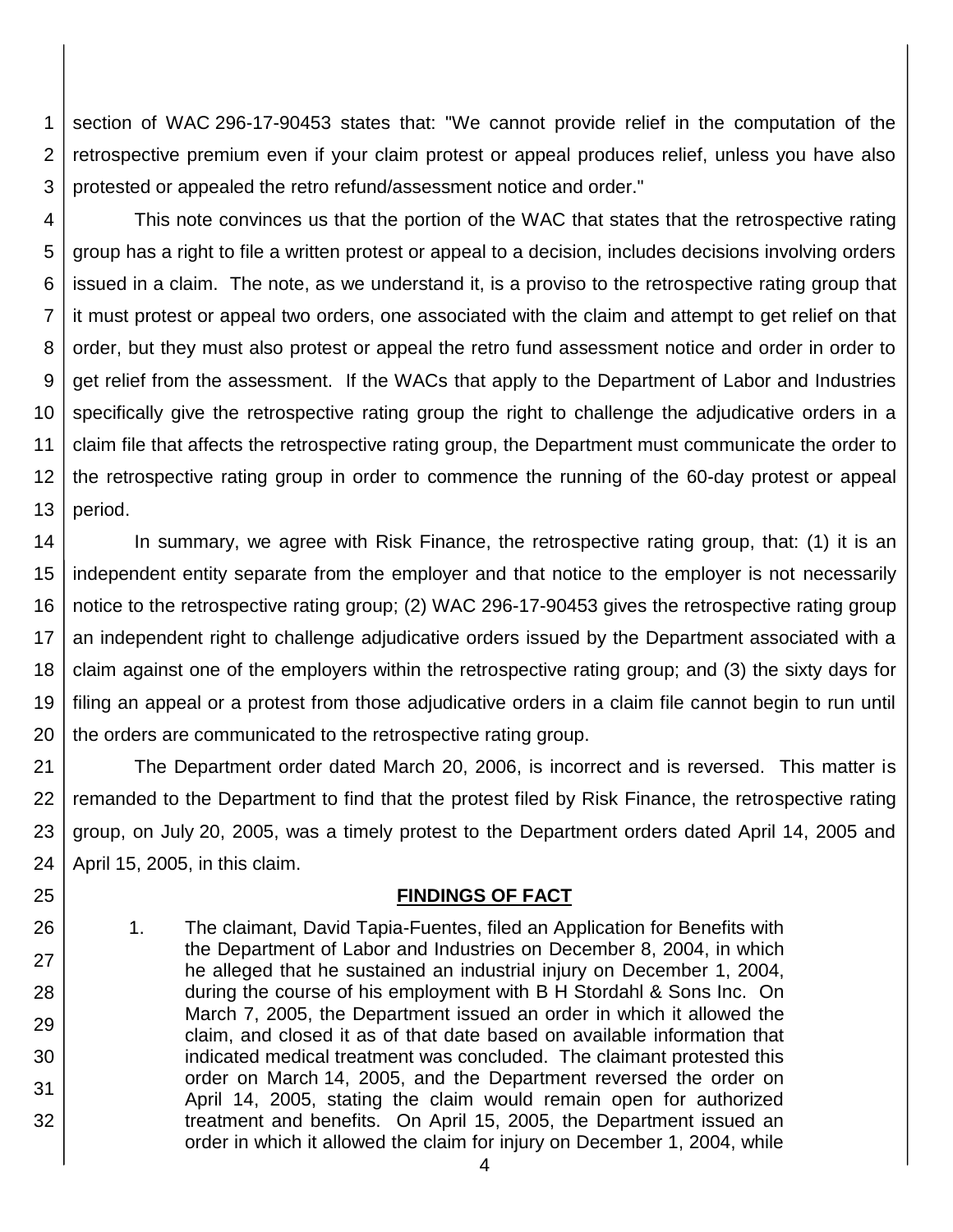section of WAC 296-17-90453 states that: "We cannot provide relief in the computation of the retrospective premium even if your claim protest or appeal produces relief, unless you have also protested or appealed the retro refund/assessment notice and order."

This note convinces us that the portion of the WAC that states that the retrospective rating group has a right to file a written protest or appeal to a decision, includes decisions involving orders issued in a claim. The note, as we understand it, is a proviso to the retrospective rating group that it must protest or appeal two orders, one associated with the claim and attempt to get relief on that order, but they must also protest or appeal the retro fund assessment notice and order in order to get relief from the assessment. If the WACs that apply to the Department of Labor and Industries specifically give the retrospective rating group the right to challenge the adjudicative orders in a claim file that affects the retrospective rating group, the Department must communicate the order to the retrospective rating group in order to commence the running of the 60-day protest or appeal period.

In summary, we agree with Risk Finance, the retrospective rating group, that: (1) it is an independent entity separate from the employer and that notice to the employer is not necessarily notice to the retrospective rating group; (2) WAC 296-17-90453 gives the retrospective rating group an independent right to challenge adjudicative orders issued by the Department associated with a claim against one of the employers within the retrospective rating group; and (3) the sixty days for filing an appeal or a protest from those adjudicative orders in a claim file cannot begin to run until the orders are communicated to the retrospective rating group.

The Department order dated March 20, 2006, is incorrect and is reversed. This matter is remanded to the Department to find that the protest filed by Risk Finance, the retrospective rating group, on July 20, 2005, was a timely protest to the Department orders dated April 14, 2005 and April 15, 2005, in this claim.

## FINDINGS OF FACT

1. The claimant, David Tapia-Fuentes, filed an Application for Benefits with the Department of Labor and Industries on December 8, 2004, in which he alleged that he sustained an industrial injury on December 1, 2004, during the course of his employment with B H Stordahl & Sons Inc. On March 7, 2005, the Department issued an order in which it allowed the claim, and closed it as of that date based on available information that indicated medical treatment was concluded. The claimant protested this order on March 14, 2005, and the Department reversed the order on April 14, 2005, stating the claim would remain open for authorized treatment and benefits. On April 15, 2005, the Department issued an order in which it allowed the claim for injury on December 1, 2004, while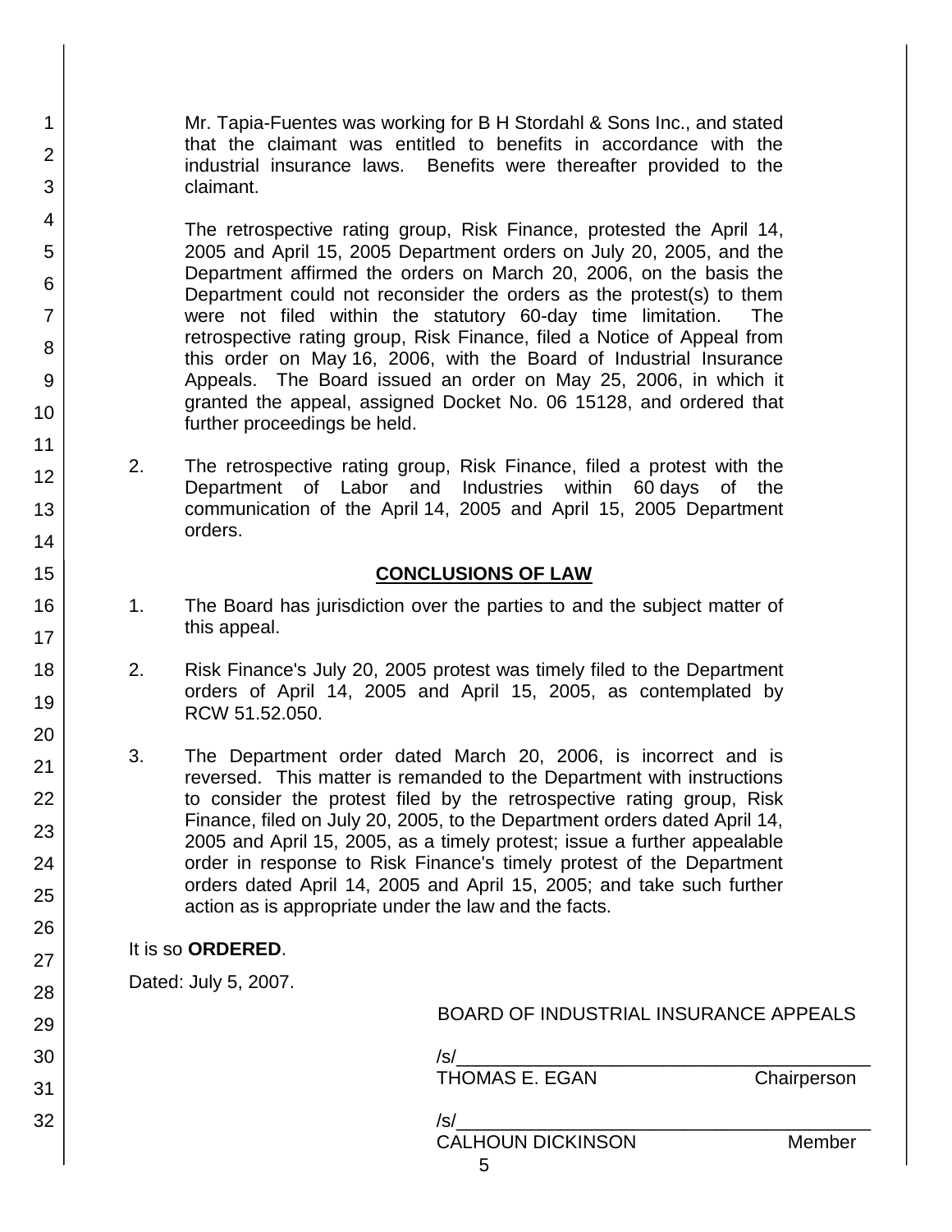Mr. Tapia-Fuentes was working for B H Stordahl & Sons Inc., and stated that the claimant was entitled to benefits in accordance with the industrial insurance laws. Benefits were thereafter provided to the claimant.

The retrospective rating group, Risk Finance, protested the April 14, 2005 and April 15, 2005 Department orders on July 20, 2005, and the Department affirmed the orders on March 20, 2006, on the basis the Department could not reconsider the orders as the protest(s) to them were not filed within the statutory 60-day time limitation. The retrospective rating group, Risk Finance, filed a Notice of Appeal from this order on May 16, 2006, with the Board of Industrial Insurance Appeals. The Board issued an order on May 25, 2006, in which it granted the appeal, assigned Docket No. 06 15128, and ordered that further proceedings be held.

2. The retrospective rating group, Risk Finance, filed a protest with the Department of Labor and Industries within 60 days of the communication of the April 14, 2005 and April 15, 2005 Department orders.

## CONCLUSIONS OF LAW

1. The Board has jurisdiction over the parties to and the subject matter of this appeal.

2. Risk Finance's July 20, 2005 protest was timely filed to the Department orders of April 14, 2005 and April 15, 2005, as contemplated by RCW 51.52.050.

3. The Department order dated March 20, 2006, is incorrect and is reversed. This matter is remanded to the Department with instructions to consider the protest filed by the retrospective rating group, Risk Finance, filed on July 20, 2005, to the Department orders dated April 14, 2005 and April 15, 2005, as a timely protest; issue a further appealable order in response to Risk Finance's timely protest of the Department orders dated April 14, 2005 and April 15, 2005; and take such further action as is appropriate under the law and the facts.

It is so **ORDERED**.

Dated: July 5, 2007.

BOARD OF INDUSTRIAL INSURANCE APPEALS

/s/
THOMAS E. EGAN Chairperson

/s/
CALHOUN DICKINSON Member